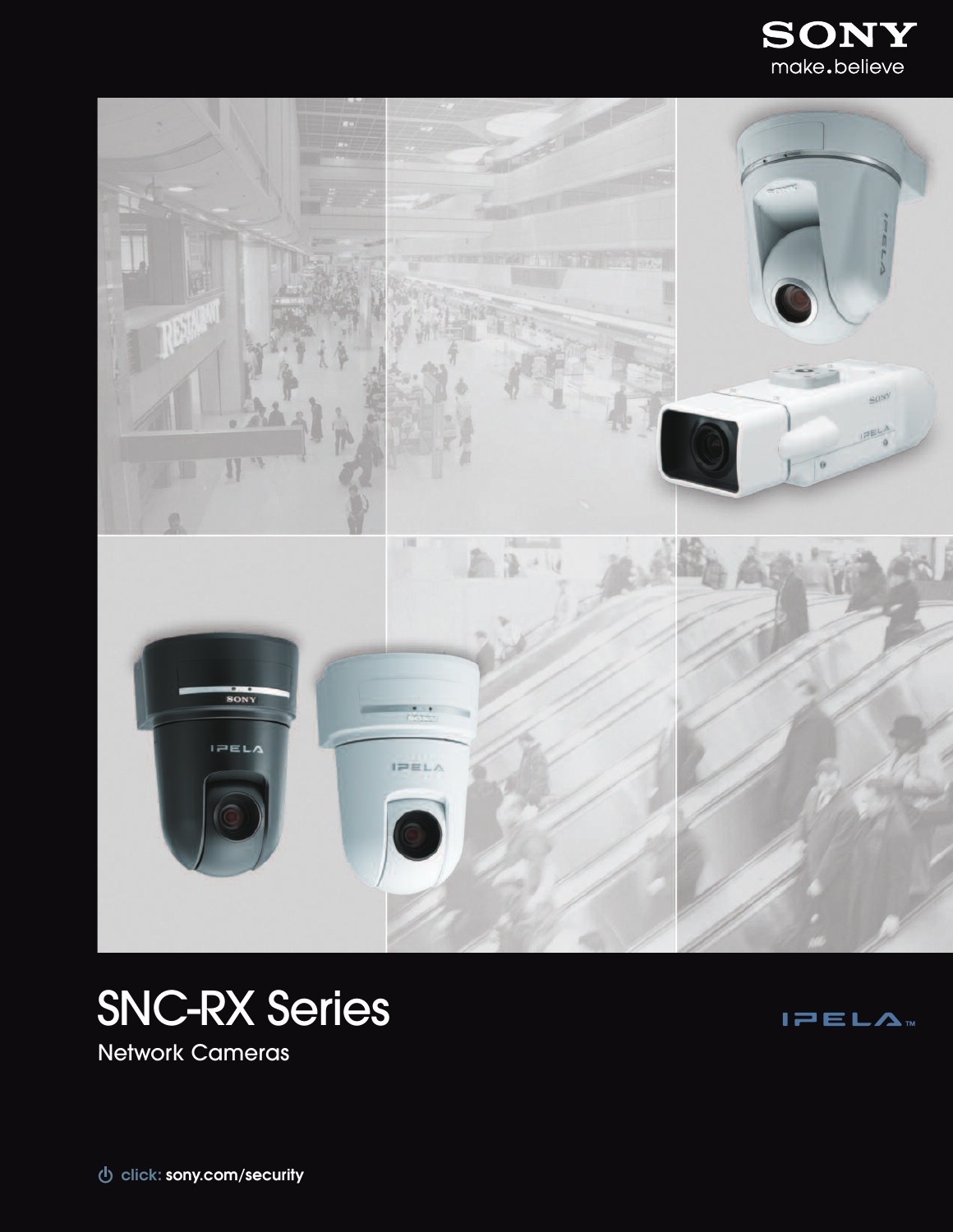SONY
make.believe

# SNC-RX Series

## Network Cameras

IPELA™

click: sony.com/security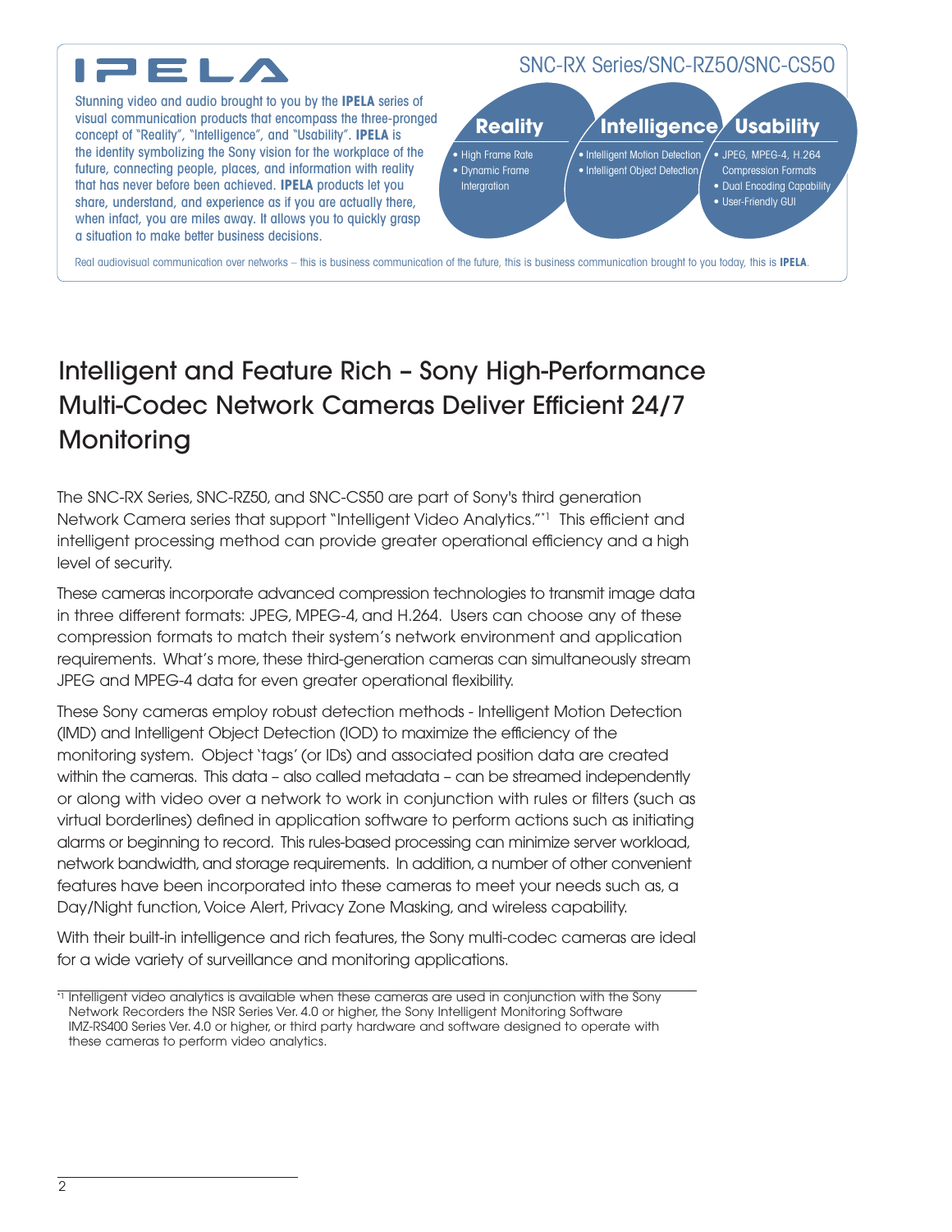IPELA

SNC-RX Series/SNC-RZ50/SNC-CS50

Stunning video and audio brought to you by the **IPELA** series of visual communication products that encompass the three-pronged concept of "Reality", "Intelligence", and "Usability". **IPELA** is the identity symbolizing the Sony vision for the workplace of the future, connecting people, places, and information with reality that has never before been achieved. **IPELA** products let you share, understand, and experience as if you are actually there, when infact, you are miles away. It allows you to quickly grasp a situation to make better business decisions.

**Reality**
- High Frame Rate
- Dynamic Frame Intergration

**Intelligence**
- Intelligent Motion Detection
- Intelligent Object Detection

**Usability**
- JPEG, MPEG-4, H.264 Compression Formats
- Dual Encoding Capability
- User-Friendly GUI

Real audiovisual communication over networks – this is business communication of the future, this is business communication brought to you today, this is **IPELA**.

# Intelligent and Feature Rich – Sony High-Performance Multi-Codec Network Cameras Deliver Efficient 24/7 Monitoring

The SNC-RX Series, SNC-RZ50, and SNC-CS50 are part of Sony's third generation Network Camera series that support "Intelligent Video Analytics."[*1] This efficient and intelligent processing method can provide greater operational efficiency and a high level of security.

These cameras incorporate advanced compression technologies to transmit image data in three different formats: JPEG, MPEG-4, and H.264. Users can choose any of these compression formats to match their system's network environment and application requirements. What's more, these third-generation cameras can simultaneously stream JPEG and MPEG-4 data for even greater operational flexibility.

These Sony cameras employ robust detection methods - Intelligent Motion Detection (IMD) and Intelligent Object Detection (IOD) to maximize the efficiency of the monitoring system. Object 'tags' (or IDs) and associated position data are created within the cameras. This data – also called metadata – can be streamed independently or along with video over a network to work in conjunction with rules or filters (such as virtual borderlines) defined in application software to perform actions such as initiating alarms or beginning to record. This rules-based processing can minimize server workload, network bandwidth, and storage requirements. In addition, a number of other convenient features have been incorporated into these cameras to meet your needs such as, a Day/Night function, Voice Alert, Privacy Zone Masking, and wireless capability.

With their built-in intelligence and rich features, the Sony multi-codec cameras are ideal for a wide variety of surveillance and monitoring applications.

[*1] Intelligent video analytics is available when these cameras are used in conjunction with the Sony Network Recorders the NSR Series Ver. 4.0 or higher, the Sony Intelligent Monitoring Software IMZ-RS400 Series Ver. 4.0 or higher, or third party hardware and software designed to operate with these cameras to perform video analytics.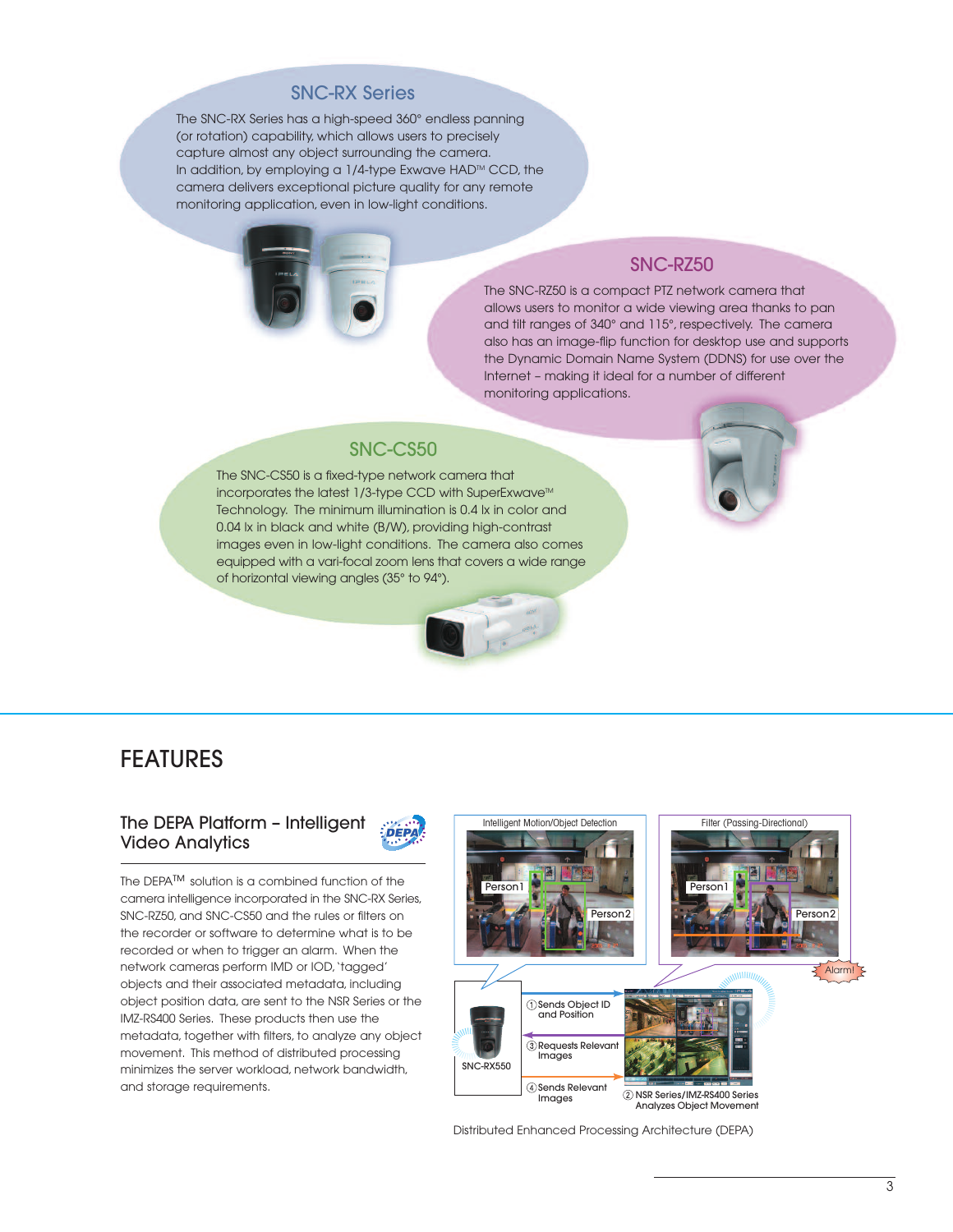## SNC-RX Series

The SNC-RX Series has a high-speed 360° endless panning (or rotation) capability, which allows users to precisely capture almost any object surrounding the camera. In addition, by employing a 1/4-type Exwave HAD™ CCD, the camera delivers exceptional picture quality for any remote monitoring application, even in low-light conditions.

## SNC-RZ50

The SNC-RZ50 is a compact PTZ network camera that allows users to monitor a wide viewing area thanks to pan and tilt ranges of 340° and 115°, respectively. The camera also has an image-flip function for desktop use and supports the Dynamic Domain Name System (DDNS) for use over the Internet – making it ideal for a number of different monitoring applications.

## SNC-CS50

The SNC-CS50 is a fixed-type network camera that incorporates the latest 1/3-type CCD with SuperExwave™ Technology. The minimum illumination is 0.4 lx in color and 0.04 lx in black and white (B/W), providing high-contrast images even in low-light conditions. The camera also comes equipped with a vari-focal zoom lens that covers a wide range of horizontal viewing angles (35° to 94°).

# FEATURES

### The DEPA Platform – Intelligent Video Analytics

The DEPA™ solution is a combined function of the camera intelligence incorporated in the SNC-RX Series, SNC-RZ50, and SNC-CS50 and the rules or filters on the recorder or software to determine what is to be recorded or when to trigger an alarm. When the network cameras perform IMD or IOD, 'tagged' objects and their associated metadata, including object position data, are sent to the NSR Series or the IMZ-RS400 Series. These products then use the metadata, together with filters, to analyze any object movement. This method of distributed processing minimizes the server workload, network bandwidth, and storage requirements.

Intelligent Motion/Object Detection — Person1, Person2

Filter (Passing-Directional) — Person1, Person2, Alarm!

SNC-RX550

① Sends Object ID and Position

② NSR Series/IMZ-RS400 Series Analyzes Object Movement

③ Requests Relevant Images

④ Sends Relevant Images

Distributed Enhanced Processing Architecture (DEPA)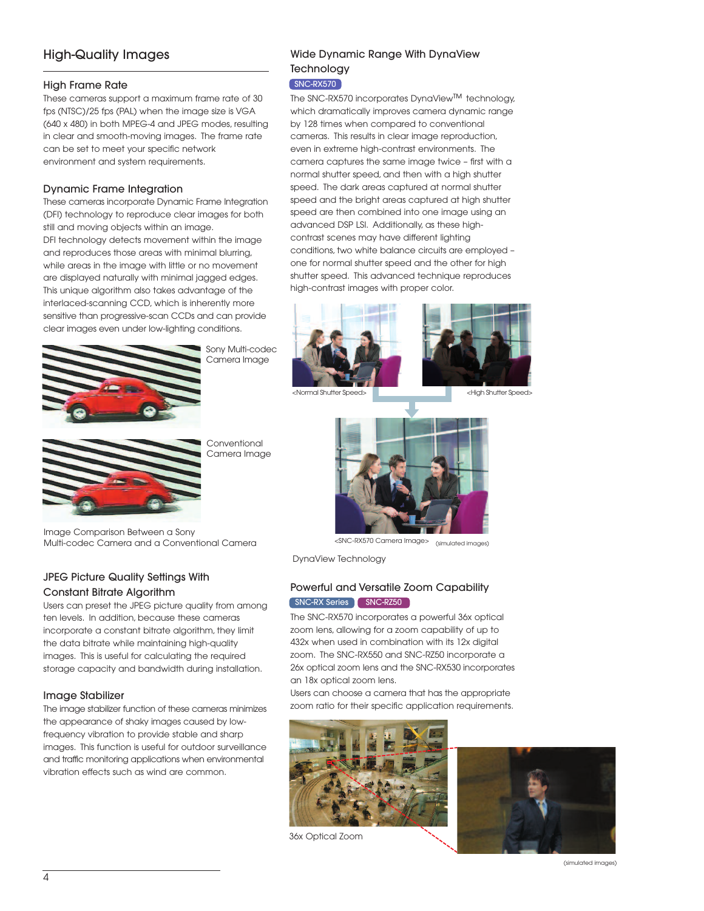# High-Quality Images

## High Frame Rate

These cameras support a maximum frame rate of 30 fps (NTSC)/25 fps (PAL) when the image size is VGA (640 x 480) in both MPEG-4 and JPEG modes, resulting in clear and smooth-moving images. The frame rate can be set to meet your specific network environment and system requirements.

## Dynamic Frame Integration

These cameras incorporate Dynamic Frame Integration (DFI) technology to reproduce clear images for both still and moving objects within an image.
DFI technology detects movement within the image and reproduces those areas with minimal blurring, while areas in the image with little or no movement are displayed naturally with minimal jagged edges. This unique algorithm also takes advantage of the interlaced-scanning CCD, which is inherently more sensitive than progressive-scan CCDs and can provide clear images even under low-lighting conditions.

Sony Multi-codec Camera Image

Conventional Camera Image

Image Comparison Between a Sony Multi-codec Camera and a Conventional Camera

## JPEG Picture Quality Settings With Constant Bitrate Algorithm

Users can preset the JPEG picture quality from among ten levels. In addition, because these cameras incorporate a constant bitrate algorithm, they limit the data bitrate while maintaining high-quality images. This is useful for calculating the required storage capacity and bandwidth during installation.

## Image Stabilizer

The image stabilizer function of these cameras minimizes the appearance of shaky images caused by low-frequency vibration to provide stable and sharp images. This function is useful for outdoor surveillance and traffic monitoring applications when environmental vibration effects such as wind are common.

## Wide Dynamic Range With DynaView Technology

SNC-RX570

The SNC-RX570 incorporates DynaView™ technology, which dramatically improves camera dynamic range by 128 times when compared to conventional cameras. This results in clear image reproduction, even in extreme high-contrast environments. The camera captures the same image twice – first with a normal shutter speed, and then with a high shutter speed. The dark areas captured at normal shutter speed and the bright areas captured at high shutter speed are then combined into one image using an advanced DSP LSI. Additionally, as these high-contrast scenes may have different lighting conditions, two white balance circuits are employed – one for normal shutter speed and the other for high shutter speed. This advanced technique reproduces high-contrast images with proper color.

<Normal Shutter Speed> <High Shutter Speed>

<SNC-RX570 Camera Image> (simulated images)

DynaView Technology

## Powerful and Versatile Zoom Capability

SNC-RX Series SNC-RZ50

The SNC-RX570 incorporates a powerful 36x optical zoom lens, allowing for a zoom capability of up to 432x when used in combination with its 12x digital zoom. The SNC-RX550 and SNC-RZ50 incorporate a 26x optical zoom lens and the SNC-RX530 incorporates an 18x optical zoom lens.
Users can choose a camera that has the appropriate zoom ratio for their specific application requirements.

36x Optical Zoom

(simulated images)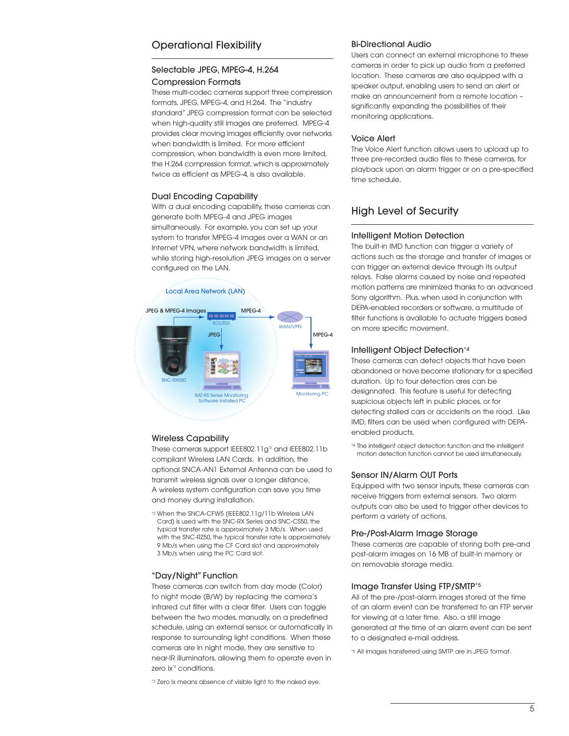## Operational Flexibility

### Selectable JPEG, MPEG-4, H.264 Compression Formats

These multi-codec cameras support three compression formats, JPEG, MPEG-4, and H.264. The "industry standard" JPEG compression format can be selected when high-quality still images are preferred. MPEG-4 provides clear moving images efficiently over networks when bandwidth is limited. For more efficient compression, when bandwidth is even more limited, the H.264 compression format, which is approximately twice as efficient as MPEG-4, is also available.

### Dual Encoding Capability

With a dual encoding capability, these cameras can generate both MPEG-4 and JPEG images simultaneously. For example, you can set up your system to transfer MPEG-4 images over a WAN or an Internet VPN, where network bandwidth is limited, while storing high-resolution JPEG images on a server configured on the LAN.

Local Area Network (LAN)

JPEG & MPEG-4 Images — ROUTER — MPEG-4 — WAN/VPN — MPEG-4

JPEG

SNC-RX550

IMZ-RS Series Monitoring Software Installed PC

Monitoring PC

### Wireless Capability

These cameras support IEEE802.11g[*2] and IEEE802.11b compliant Wireless LAN Cards. In addition, the optional SNCA-AN1 External Antenna can be used to transmit wireless signals over a longer distance. A wireless system configuration can save you time and money during installation.

[*2] When the SNCA-CFW5 (IEEE802.11g/11b Wireless LAN Card) is used with the SNC-RX Series and SNC-CS50, the typical transfer rate is approximately 3 Mb/s. When used with the SNC-RZ50, the typical transfer rate is approximately 9 Mb/s when using the CF Card slot and approximately 3 Mb/s when using the PC Card slot.

### "Day/Night" Function

These cameras can switch from day mode (Color) to night mode (B/W) by replacing the camera's infrared cut filter with a clear filter. Users can toggle between the two modes, manually, on a predefined schedule, using an external sensor, or automatically in response to surrounding light conditions. When these cameras are in night mode, they are sensitive to near-IR illuminators, allowing them to operate even in zero lx[*3] conditions.

[*3] Zero lx means absence of visible light to the naked eye.

### Bi-Directional Audio

Users can connect an external microphone to these cameras in order to pick up audio from a preferred location. These cameras are also equipped with a speaker output, enabling users to send an alert or make an announcement from a remote location – significantly expanding the possibilities of their monitoring applications.

### Voice Alert

The Voice Alert function allows users to upload up to three pre-recorded audio files to these cameras, for playback upon an alarm trigger or on a pre-specified time schedule.

## High Level of Security

### Intelligent Motion Detection

The built-in IMD function can trigger a variety of actions such as the storage and transfer of images or can trigger an external device through its output relays. False alarms caused by noise and repeated motion patterns are minimized thanks to an advanced Sony algorithm. Plus, when used in conjunction with DEPA-enabled recorders or software, a multitude of filter functions is available to actuate triggers based on more specific movement.

### Intelligent Object Detection[*4]

These cameras can detect objects that have been abandoned or have become stationary for a specified duration. Up to four detection ares can be desingnated. This feature is useful for detecting suspicious objects left in public places, or for detecting stalled cars or accidents on the road. Like IMD, filters can be used when configured with DEPA-enabled products.

[*4] The intelligent object detection function and the intelligent motion detection function cannot be used simultaneously.

### Sensor IN/Alarm OUT Ports

Equipped with two sensor inputs, these cameras can receive triggers from external sensors. Two alarm outputs can also be used to trigger other devices to perform a variety of actions.

### Pre-/Post-Alarm Image Storage

These cameras are capable of storing both pre-and post-alarm images on 16 MB of built-in memory or on removable storage media.

### Image Transfer Using FTP/SMTP[*5]

All of the pre-/post-alarm images stored at the time of an alarm event can be transferred to an FTP server for viewing at a later time. Also, a still image generated at the time of an alarm event can be sent to a designated e-mail address.

[*5] All images transferred using SMTP are in JPEG format.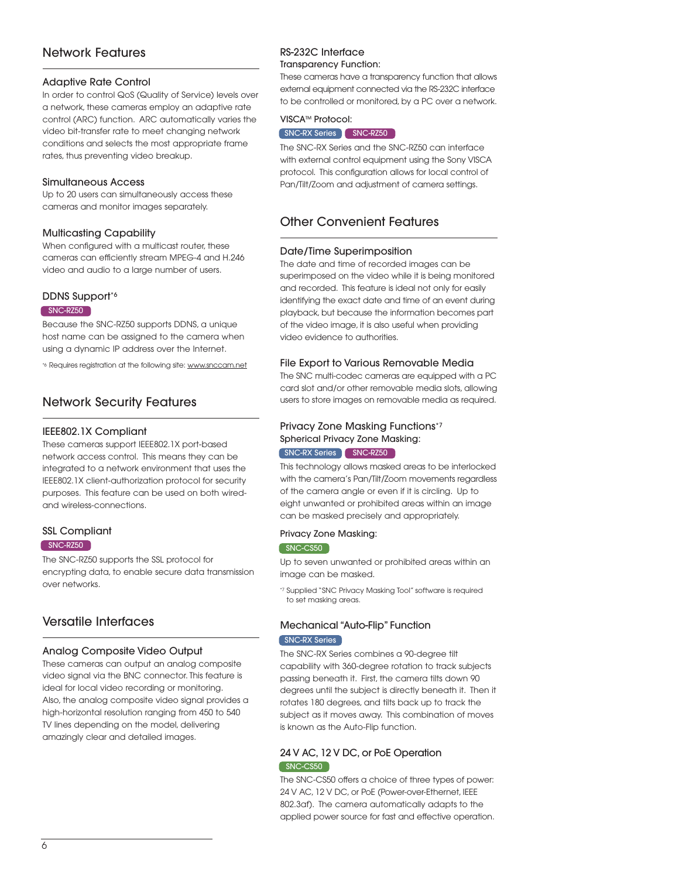## Network Features

### Adaptive Rate Control

In order to control QoS (Quality of Service) levels over a network, these cameras employ an adaptive rate control (ARC) function. ARC automatically varies the video bit-transfer rate to meet changing network conditions and selects the most appropriate frame rates, thus preventing video breakup.

### Simultaneous Access

Up to 20 users can simultaneously access these cameras and monitor images separately.

### Multicasting Capability

When configured with a multicast router, these cameras can efficiently stream MPEG-4 and H.246 video and audio to a large number of users.

### DDNS Support[*6]

SNC-RZ50

Because the SNC-RZ50 supports DDNS, a unique host name can be assigned to the camera when using a dynamic IP address over the Internet.

[*6] Requires registration at the following site: www.snccam.net

## Network Security Features

### IEEE802.1X Compliant

These cameras support IEEE802.1X port-based network access control. This means they can be integrated to a network environment that uses the IEEE802.1X client-authorization protocol for security purposes. This feature can be used on both wired- and wireless-connections.

### SSL Compliant

SNC-RZ50

The SNC-RZ50 supports the SSL protocol for encrypting data, to enable secure data transmission over networks.

## Versatile Interfaces

### Analog Composite Video Output

These cameras can output an analog composite video signal via the BNC connector. This feature is ideal for local video recording or monitoring. Also, the analog composite video signal provides a high-horizontal resolution ranging from 450 to 540 TV lines depending on the model, delivering amazingly clear and detailed images.

### RS-232C Interface

#### Transparency Function:

These cameras have a transparency function that allows external equipment connected via the RS-232C interface to be controlled or monitored, by a PC over a network.

#### VISCA™ Protocol:

SNC-RX Series SNC-RZ50

The SNC-RX Series and the SNC-RZ50 can interface with external control equipment using the Sony VISCA protocol. This configuration allows for local control of Pan/Tilt/Zoom and adjustment of camera settings.

## Other Convenient Features

### Date/Time Superimposition

The date and time of recorded images can be superimposed on the video while it is being monitored and recorded. This feature is ideal not only for easily identifying the exact date and time of an event during playback, but because the information becomes part of the video image, it is also useful when providing video evidence to authorities.

### File Export to Various Removable Media

The SNC multi-codec cameras are equipped with a PC card slot and/or other removable media slots, allowing users to store images on removable media as required.

### Privacy Zone Masking Functions[*7]

#### Spherical Privacy Zone Masking:

SNC-RX Series SNC-RZ50

This technology allows masked areas to be interlocked with the camera's Pan/Tilt/Zoom movements regardless of the camera angle or even if it is circling. Up to eight unwanted or prohibited areas within an image can be masked precisely and appropriately.

#### Privacy Zone Masking:

SNC-CS50

Up to seven unwanted or prohibited areas within an image can be masked.

[*7] Supplied "SNC Privacy Masking Tool" software is required to set masking areas.

### Mechanical "Auto-Flip" Function

SNC-RX Series

The SNC-RX Series combines a 90-degree tilt capability with 360-degree rotation to track subjects passing beneath it. First, the camera tilts down 90 degrees until the subject is directly beneath it. Then it rotates 180 degrees, and tilts back up to track the subject as it moves away. This combination of moves is known as the Auto-Flip function.

### 24 V AC, 12 V DC, or PoE Operation

SNC-CS50

The SNC-CS50 offers a choice of three types of power: 24 V AC, 12 V DC, or PoE (Power-over-Ethernet, IEEE 802.3af). The camera automatically adapts to the applied power source for fast and effective operation.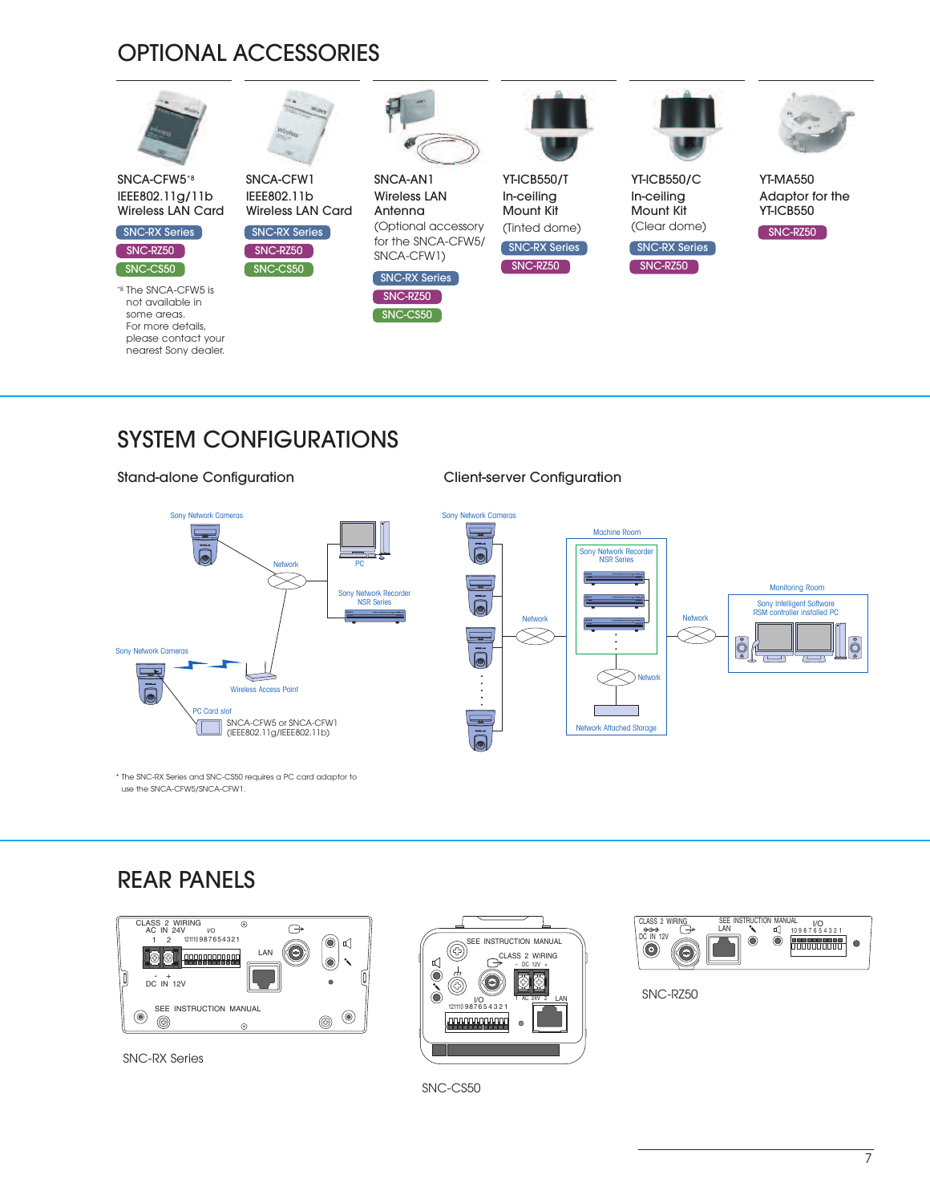# OPTIONAL ACCESSORIES

**SNCA-CFW5**[*8]
IEEE802.11g/11b Wireless LAN Card

SNC-RX Series
SNC-RZ50
SNC-CS50

[*8] The SNCA-CFW5 is not available in some areas. For more details, please contact your nearest Sony dealer.

**SNCA-CFW1**
IEEE802.11b Wireless LAN Card

SNC-RX Series
SNC-RZ50
SNC-CS50

**SNCA-AN1**
Wireless LAN Antenna
(Optional accessory for the SNCA-CFW5/SNCA-CFW1)

SNC-RX Series
SNC-RZ50
SNC-CS50

**YT-ICB550/T**
In-ceiling Mount Kit
(Tinted dome)

SNC-RX Series
SNC-RZ50

**YT-ICB550/C**
In-ceiling Mount Kit
(Clear dome)

SNC-RX Series
SNC-RZ50

**YT-MA550**
Adaptor for the YT-ICB550

SNC-RZ50

# SYSTEM CONFIGURATIONS

## Stand-alone Configuration

Sony Network Cameras
Network
PC
Sony Network Recorder NSR Series
Sony Network Cameras
Wireless Access Point
PC Card slot
SNCA-CFW5 or SNCA-CFW1 (IEEE802.11g/IEEE802.11b)

\* The SNC-RX Series and SNC-CS50 requires a PC card adaptor to use the SNCA-CFW5/SNCA-CFW1.

## Client-server Configuration

Sony Network Cameras
Network
Machine Room
Sony Network Recorder NSR Series
Network
Network Attached Storage
Network
Monitoring Room
Sony Intelligent Software RSM controller installed PC

# REAR PANELS

SNC-RX Series

SNC-CS50

SNC-RZ50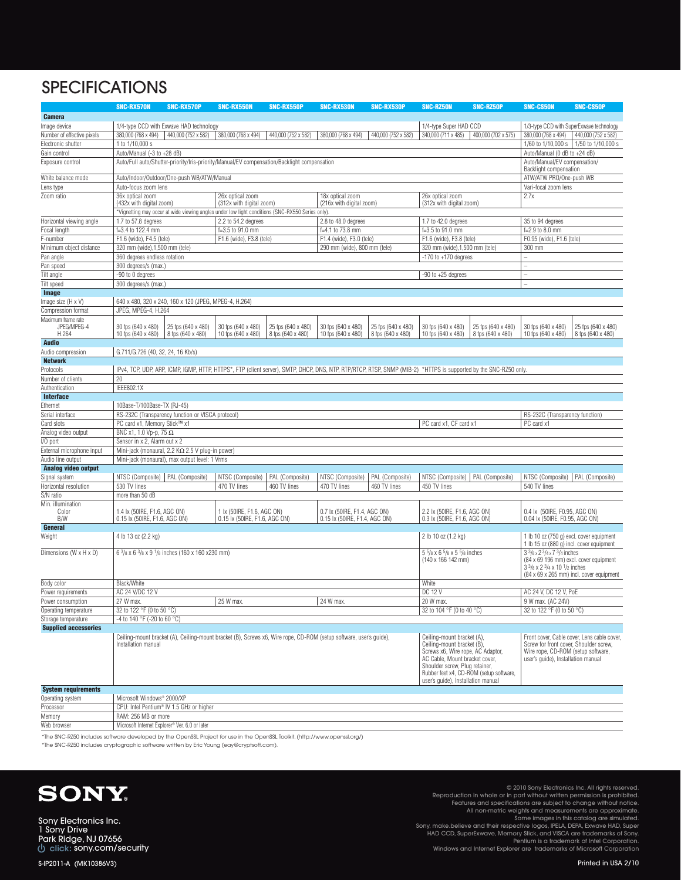# SPECIFICATIONS

| | SNC-RX570N | SNC-RX570P | SNC-RX550N | SNC-RX550P | SNC-RX530N | SNC-RX530P | SNC-RZ50N | SNC-RZ50P | SNC-CS50N | SNC-CS50P |
|---|---|---|---|---|---|---|---|---|---|---|
| **Camera** | | | | | | | | | | |
| Image device | 1/4-type CCD with Exwave HAD technology | | | | | | 1/4-type Super HAD CCD | | 1/3-type CCD with SuperExwave technology | |
| Number of effective pixels | 380,000 (768 x 494) | 440,000 (752 x 582) | 380,000 (768 x 494) | 440,000 (752 x 582) | 380,000 (768 x 494) | 440,000 (752 x 582) | 340,000 (711 x 485) | 400,000 (702 x 575) | 380,000 (768 x 494) | 440,000 (752 x 582) |
| Electronic shutter | 1 to 1/10,000 s | | | | | | | | 1/60 to 1/10,000 s | 1/50 to 1/10,000 s |
| Gain control | Auto/Manual (-3 to +28 dB) | | | | | | | | Auto/Manual (0 dB to +24 dB) | |
| Exposure control | Auto/Full auto/Shutter-priority/Iris-priority/Manual/EV compensation/Backlight compensation | | | | | | | | Auto/Manual/EV compensation/ Backlight compensation | |
| White balance mode | Auto/Indoor/Outdoor/One-push WB/ATW/Manual | | | | | | | | ATW/ATW PRO/One-push WB | |
| Lens type | Auto-focus zoom lens | | | | | | | | Vari-focal zoom lens | |
| Zoom ratio | 36x optical zoom (432x with digital zoom) | | 26x optical zoom (312x with digital zoom) | | 18x optical zoom (216x with digital zoom) | | 26x optical zoom (312x with digital zoom) | | 2.7x | |
| | *Vignetting may occur at wide viewing angles under low light conditions (SNC-RX550 Series only). | | | | | | | | | |
| Horizontal viewing angle | 1.7 to 57.8 degrees | | 2.2 to 54.2 degrees | | 2.8 to 48.0 degrees | | 1.7 to 42.0 degrees | | 35 to 94 degrees | |
| Focal length | f=3.4 to 122.4 mm | | f=3.5 to 91.0 mm | | f=4.1 to 73.8 mm | | f=3.5 to 91.0 mm | | f=2.9 to 8.0 mm | |
| F-number | F1.6 (wide), F4.5 (tele) | | F1.6 (wide), F3.8 (tele) | | F1.4 (wide), F3.0 (tele) | | F1.6 (wide), F3.8 (tele) | | F0.95 (wide), F1.6 (tele) | |
| Minimum object distance | 320 mm (wide),1,500 mm (tele) | | | | 290 mm (wide), 800 mm (tele) | | 320 mm (wide),1,500 mm (tele) | | 300 mm | |
| Pan angle | 360 degrees endless rotation | | | | | | -170 to +170 degrees | | – | |
| Pan speed | 300 degrees/s (max.) | | | | | | | | – | |
| Tilt angle | -90 to 0 degrees | | | | | | -90 to +25 degrees | | – | |
| Tilt speed | 300 degrees/s (max.) | | | | | | | | – | |
| **Image** | | | | | | | | | | |
| Image size (H x V) | 640 x 480, 320 x 240, 160 x 120 (JPEG, MPEG-4, H.264) | | | | | | | | | |
| Compression format | JPEG, MPEG-4, H.264 | | | | | | | | | |
| Maximum frame rate JPEG/MPEG-4 H.264 | 30 fps (640 x 480) 10 fps (640 x 480) | 25 fps (640 x 480) 8 fps (640 x 480) | 30 fps (640 x 480) 10 fps (640 x 480) | 25 fps (640 x 480) 8 fps (640 x 480) | 30 fps (640 x 480) 10 fps (640 x 480) | 25 fps (640 x 480) 8 fps (640 x 480) | 30 fps (640 x 480) 10 fps (640 x 480) | 25 fps (640 x 480) 8 fps (640 x 480) | 30 fps (640 x 480) 10 fps (640 x 480) | 25 fps (640 x 480) 8 fps (640 x 480) |
| **Audio** | | | | | | | | | | |
| Audio compression | G.711/G.726 (40, 32, 24, 16 Kb/s) | | | | | | | | | |
| **Network** | | | | | | | | | | |
| Protocols | IPv4, TCP, UDP, ARP, ICMP, IGMP, HTTP, HTTPS*, FTP (client server), SMTP, DHCP, DNS, NTP, RTP/RTCP, RTSP, SNMP (MIB-2) *HTTPS is supported by the SNC-RZ50 only. | | | | | | | | | |
| Number of clients | 20 | | | | | | | | | |
| Authentication | IEEE802.1X | | | | | | | | | |
| **Interface** | | | | | | | | | | |
| Ethernet | 10Base-T/100Base-TX (RJ-45) | | | | | | | | | |
| Serial interface | RS-232C (Transparency function or VISCA protocol) | | | | | | | | RS-232C (Transparency function) | |
| Card slots | PC card x1, Memory Stick™ x1 | | | | | | PC card x1, CF card x1 | | PC card x1 | |
| Analog video output | BNC x1, 1.0 Vp-p, 75 Ω | | | | | | | | | |
| I/O port | Sensor in x 2, Alarm out x 2 | | | | | | | | | |
| External microphone input | Mini-jack (monaural, 2.2 KΩ 2.5 V plug-in power) | | | | | | | | | |
| Audio line output | Mini-jack (monaural), max output level: 1 Vrms | | | | | | | | | |
| **Analog video output** | | | | | | | | | | |
| Signal system | NTSC (Composite) | PAL (Composite) | NTSC (Composite) | PAL (Composite) | NTSC (Composite) | PAL (Composite) | NTSC (Composite) | PAL (Composite) | NTSC (Composite) | PAL (Composite) |
| Horizontal resolution | 530 TV lines | | 470 TV lines | 460 TV lines | 470 TV lines | 460 TV lines | 450 TV lines | | 540 TV lines | |
| S/N ratio | more than 50 dB | | | | | | | | | |
| Min. illumination Color B/W | 1.4 lx (50IRE, F1.6, AGC ON) 0.15 lx (50IRE, F1.6, AGC ON) | | 1 lx (50IRE, F1.6, AGC ON) 0.15 lx (50IRE, F1.6, AGC ON) | | 0.7 lx (50IRE, F1.4, AGC ON) 0.15 lx (50IRE, F1.4, AGC ON) | | 2.2 lx (50IRE, F1.6, AGC ON) 0.3 lx (50IRE, F1.6, AGC ON) | | 0.4 lx (50IRE, F0.95, AGC ON) 0.04 lx (50IRE, F0.95, AGC ON) | |
| **General** | | | | | | | | | | |
| Weight | 4 lb 13 oz (2.2 kg) | | | | | | 2 lb 10 oz (1.2 kg) | | 1 lb 10 oz (750 g) excl. cover equipment 1 lb 15 oz (880 g) incl. cover equipment | |
| Dimensions (W x H x D) | 6 3/8 x 6 3/8 x 9 1/8 inches (160 x 160 x230 mm) | | | | | | 5 5/8 x 6 5/8 x 5 5/8 inches (140 x 166 142 mm) | | 3 3/8 x 2 3/4 x 7 3/4 inches (84 x 69 196 mm) excl. cover equipment 3 3/8 x 2 3/4 x 10 1/2 inches (84 x 69 x 265 mm) incl. cover equipment | |
| Body color | Black/White | | | | | | White | | | |
| Power requirements | AC 24 V/DC 12 V | | | | | | DC 12 V | | AC 24 V, DC 12 V, PoE | |
| Power consumption | 27 W max. | | 25 W max. | | 24 W max. | | 20 W max. | | 9 W max. (AC 24V) | |
| Operating temperature | 32 to 122 °F (0 to 50 °C) | | | | | | 32 to 104 °F (0 to 40 °C) | | 32 to 122 °F (0 to 50 °C) | |
| Storage temperature | -4 to 140 °F (-20 to 60 °C) | | | | | | | | | |
| **Supplied accessories** | Ceiling-mount bracket (A), Ceiling-mount bracket (B), Screws x6, Wire rope, CD-ROM (setup software, user's guide), Installation manual | | | | | | Ceiling-mount bracket (A), Ceiling-mount bracket (B), Screws x6, Wire rope, AC Adaptor, AC Cable, Mount bracket cover, Shoulder screw, Plug retainer, Rubber feet x4, CD-ROM (setup software, user's guide), Installation manual | | Front cover, Cable cover, Lens cable cover, Screw for front cover, Shoulder screw, Wire rope, CD-ROM (setup software, user's guide), Installation manual | |
| **System requirements** | | | | | | | | | | |
| Operating system | Microsoft Windows® 2000/XP | | | | | | | | | |
| Processor | CPU: Intel Pentium® IV 1.5 GHz or higher | | | | | | | | | |
| Memory | RAM: 256 MB or more | | | | | | | | | |
| Web browser | Microsoft Internet Explorer® Ver. 6.0 or later | | | | | | | | | |

*The SNC-RZ50 includes software developed by the OpenSSL Project for use in the OpenSSL Toolkit. (http://www.openssl.org/)

*The SNC-RZ50 includes cryptographic software written by Eric Young (eay@cryptsoft.com).

SONY

Sony Electronics Inc.
1 Sony Drive
Park Ridge, NJ 07656
click: sony.com/security

© 2010 Sony Electronics Inc. All rights reserved.
Reproduction in whole or in part without written permission is prohibited.
Features and specifications are subject to change without notice.
All non-metric weights and measurements are approximate.
Some images in this catalog are simulated.
Sony, make.believe and their respective logos, IPELA, DEPA, Exwave HAD, Super HAD CCD, SuperExwave, Memory Stick, and VISCA are trademarks of Sony.
Pentium is a trademark of Intel Corporation.
Windows and Internet Explorer are trademarks of Microsoft Corporation

S-IP2011-A (MK10386V3)

Printed in USA 2/10